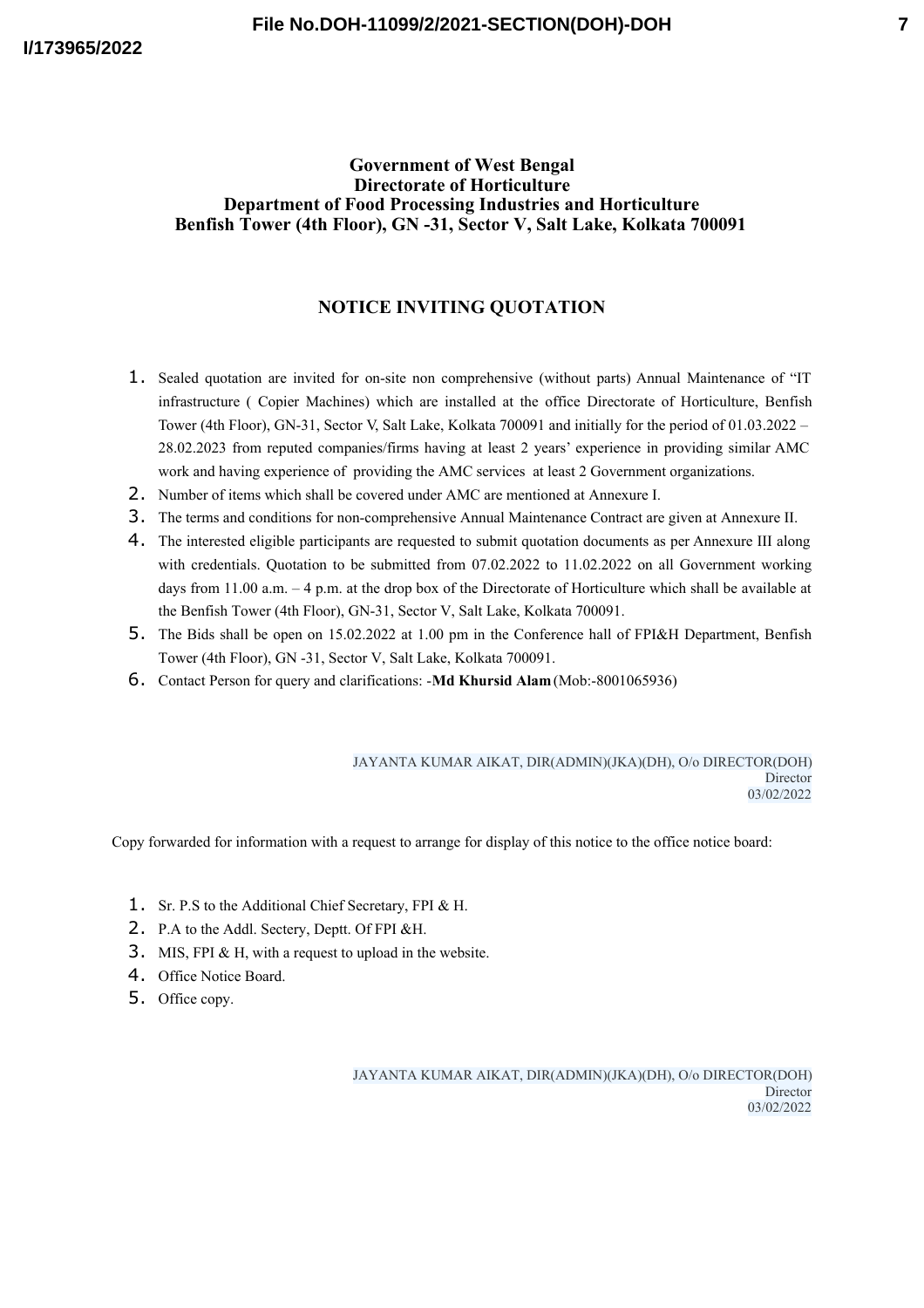**Government of West Bengal**
**Directorate of Horticulture**
**Department of Food Processing Industries and Horticulture**
**Benfish Tower (4th Floor), GN -31, Sector V, Salt Lake, Kolkata 700091**

## NOTICE INVITING QUOTATION

1. Sealed quotation are invited for on-site non comprehensive (without parts) Annual Maintenance of "IT infrastructure ( Copier Machines) which are installed at the office Directorate of Horticulture, Benfish Tower (4th Floor), GN-31, Sector V, Salt Lake, Kolkata 700091 and initially for the period of 01.03.2022 – 28.02.2023 from reputed companies/firms having at least 2 years' experience in providing similar AMC work and having experience of providing the AMC services at least 2 Government organizations.
2. Number of items which shall be covered under AMC are mentioned at Annexure I.
3. The terms and conditions for non-comprehensive Annual Maintenance Contract are given at Annexure II.
4. The interested eligible participants are requested to submit quotation documents as per Annexure III along with credentials. Quotation to be submitted from 07.02.2022 to 11.02.2022 on all Government working days from 11.00 a.m. – 4 p.m. at the drop box of the Directorate of Horticulture which shall be available at the Benfish Tower (4th Floor), GN-31, Sector V, Salt Lake, Kolkata 700091.
5. The Bids shall be open on 15.02.2022 at 1.00 pm in the Conference hall of FPI&H Department, Benfish Tower (4th Floor), GN -31, Sector V, Salt Lake, Kolkata 700091.
6. Contact Person for query and clarifications: -**Md Khursid Alam** (Mob:-8001065936)

JAYANTA KUMAR AIKAT, DIR(ADMIN)(JKA)(DH), O/o DIRECTOR(DOH)
Director
03/02/2022

Copy forwarded for information with a request to arrange for display of this notice to the office notice board:

1. Sr. P.S to the Additional Chief Secretary, FPI & H.
2. P.A to the Addl. Sectery, Deptt. Of FPI &H.
3. MIS, FPI & H, with a request to upload in the website.
4. Office Notice Board.
5. Office copy.

JAYANTA KUMAR AIKAT, DIR(ADMIN)(JKA)(DH), O/o DIRECTOR(DOH)
Director
03/02/2022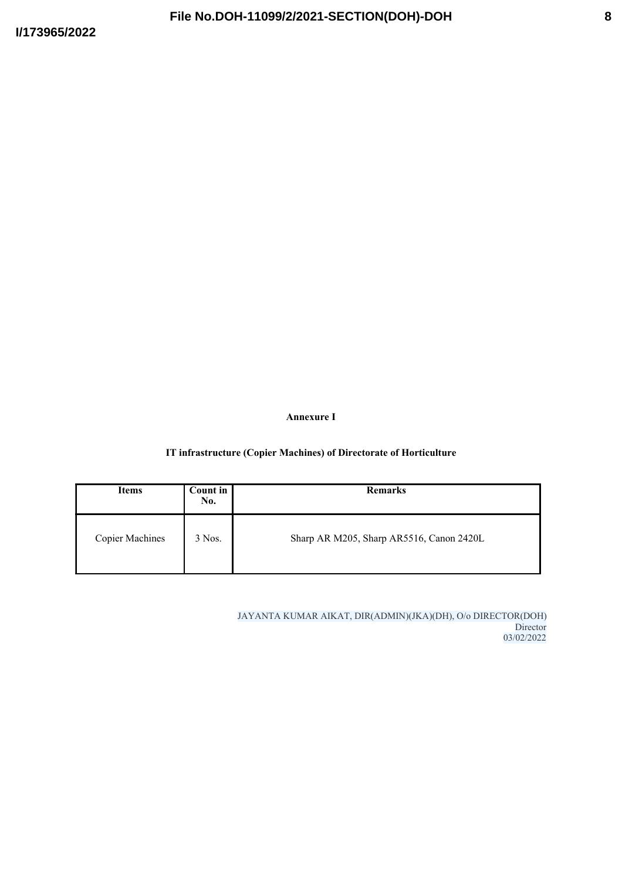**Annexure I**

**IT infrastructure (Copier Machines) of Directorate of Horticulture**

| Items | Count in No. | Remarks |
|---|---|---|
| Copier Machines | 3 Nos. | Sharp AR M205, Sharp AR5516, Canon 2420L |

JAYANTA KUMAR AIKAT, DIR(ADMIN)(JKA)(DH), O/o DIRECTOR(DOH)
Director
03/02/2022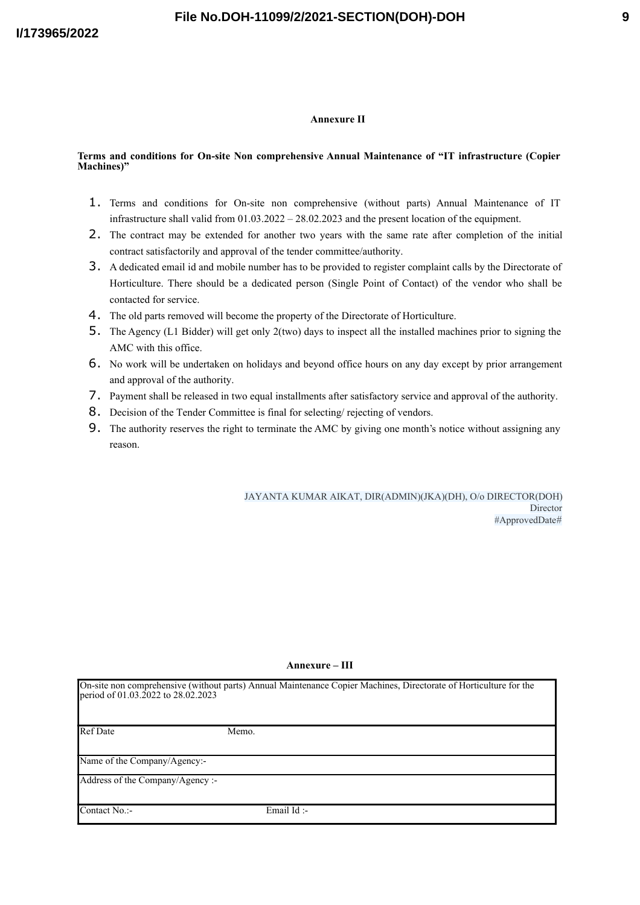## Annexure II

**Terms and conditions for On-site Non comprehensive Annual Maintenance of "IT infrastructure (Copier Machines)"**

1. Terms and conditions for On-site non comprehensive (without parts) Annual Maintenance of IT infrastructure shall valid from 01.03.2022 – 28.02.2023 and the present location of the equipment.
2. The contract may be extended for another two years with the same rate after completion of the initial contract satisfactorily and approval of the tender committee/authority.
3. A dedicated email id and mobile number has to be provided to register complaint calls by the Directorate of Horticulture. There should be a dedicated person (Single Point of Contact) of the vendor who shall be contacted for service.
4. The old parts removed will become the property of the Directorate of Horticulture.
5. The Agency (L1 Bidder) will get only 2(two) days to inspect all the installed machines prior to signing the AMC with this office.
6. No work will be undertaken on holidays and beyond office hours on any day except by prior arrangement and approval of the authority.
7. Payment shall be released in two equal installments after satisfactory service and approval of the authority.
8. Decision of the Tender Committee is final for selecting/ rejecting of vendors.
9. The authority reserves the right to terminate the AMC by giving one month's notice without assigning any reason.

JAYANTA KUMAR AIKAT, DIR(ADMIN)(JKA)(DH), O/o DIRECTOR(DOH)
Director
#ApprovedDate#

## Annexure – III

| On-site non comprehensive (without parts) Annual Maintenance Copier Machines, Directorate of Horticulture for the period of 01.03.2022 to 28.02.2023 | |
|---|---|
| Ref Date | Memo. |
| Name of the Company/Agency:- | |
| Address of the Company/Agency :- | |
| Contact No.:- | Email Id :- |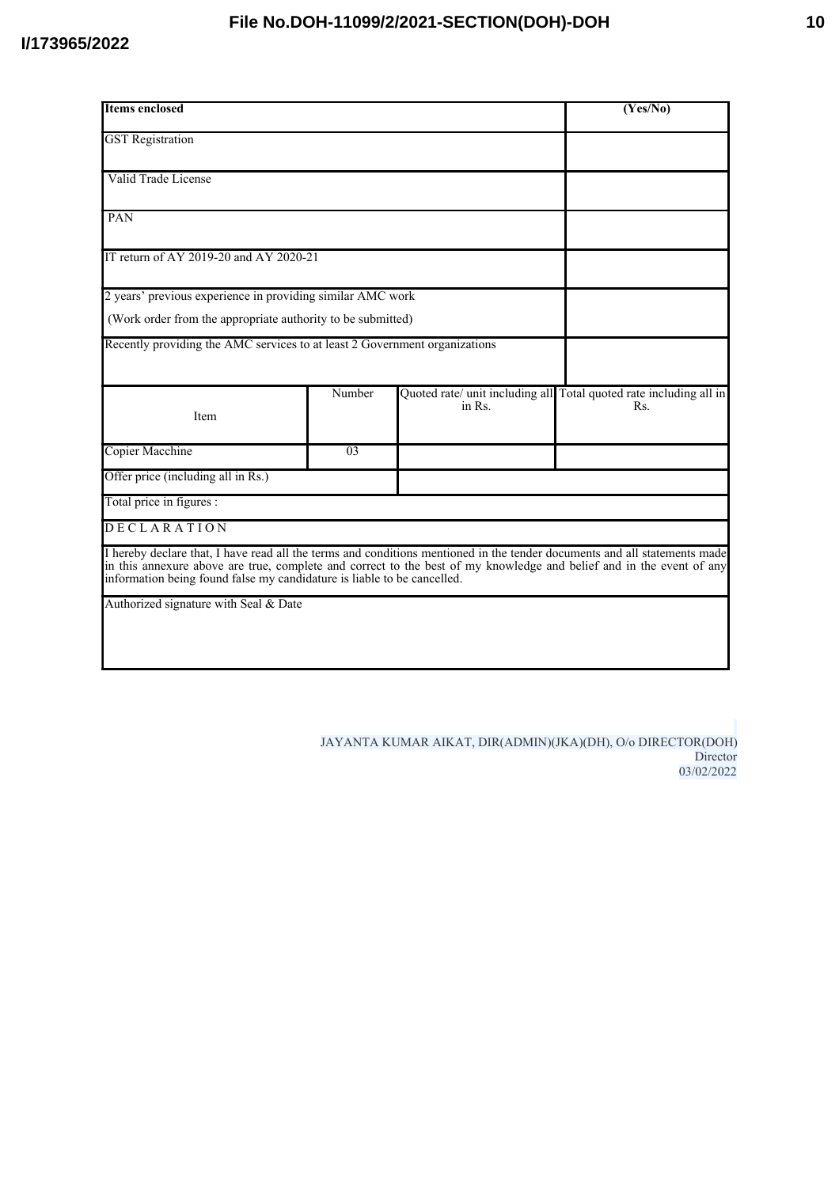| **Items enclosed** | **(Yes/No)** |
|---|---|
| GST Registration | |
| Valid Trade License | |
| PAN | |
| IT return of AY 2019-20 and AY 2020-21 | |
| 2 years' previous experience in providing similar AMC work<br>(Work order from the appropriate authority to be submitted) | |
| Recently providing the AMC services to at least 2 Government organizations | |

| Item | Number | Quoted rate/ unit including all in Rs. | Total quoted rate including all in Rs. |
|---|---|---|---|
| Copier Macchine | 03 | | |
| Offer price (including all in Rs.) | | | |
| Total price in figures : | | | |

D E C L A R A T I O N

I hereby declare that, I have read all the terms and conditions mentioned in the tender documents and all statements made in this annexure above are true, complete and correct to the best of my knowledge and belief and in the event of any information being found false my candidature is liable to be cancelled.

Authorized signature with Seal & Date

JAYANTA KUMAR AIKAT, DIR(ADMIN)(JKA)(DH), O/o DIRECTOR(DOH)
Director
03/02/2022